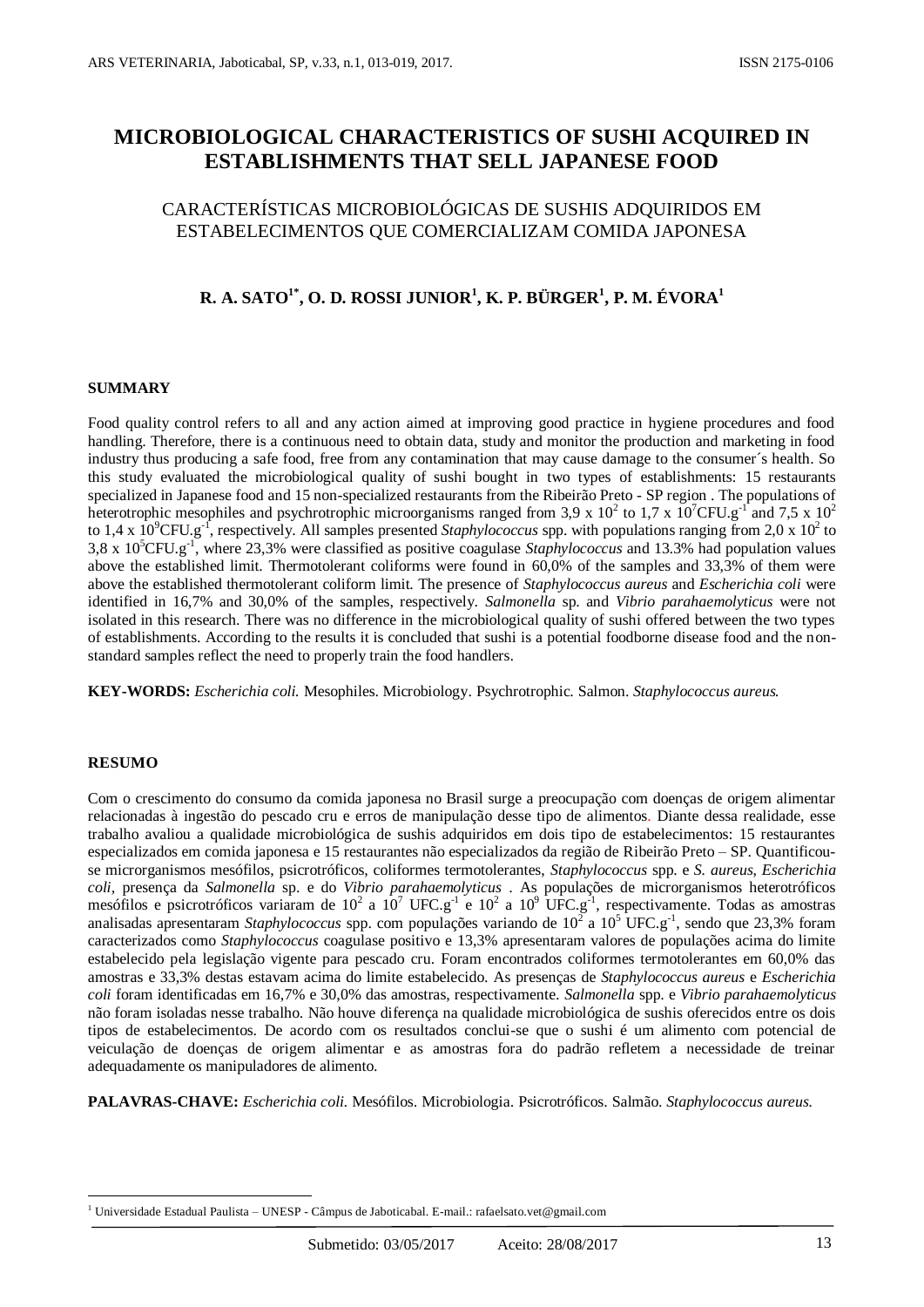# MICROBIOLOGICAL CHARACTERISTICS OF SUSHI ACQUIRED IN ESTABLISHMENTS THAT SELL JAPANESE FOOD

## CARACTERÍSTICAS MICROBIOLÓGICAS DE SUSHIS ADQUIRIDOS EM ESTABELECIMENTOS QUE COMERCIALIZAM COMIDA JAPONESA

**R. A. SATO[1*], O. D. ROSSI JUNIOR[1], K. P. BÜRGER[1], P. M. ÉVORA[1]**

### SUMMARY

Food quality control refers to all and any action aimed at improving good practice in hygiene procedures and food handling. Therefore, there is a continuous need to obtain data, study and monitor the production and marketing in food industry thus producing a safe food, free from any contamination that may cause damage to the consumer´s health. So this study evaluated the microbiological quality of sushi bought in two types of establishments: 15 restaurants specialized in Japanese food and 15 non-specialized restaurants from the Ribeirão Preto - SP region . The populations of heterotrophic mesophiles and psychrotrophic microorganisms ranged from 3,9 x $10^2$ to 1,7 x $10^7$CFU.$g^{-1}$ and 7,5 x $10^2$ to 1,4 x $10^9$CFU.$g^{-1}$, respectively. All samples presented *Staphylococcus* spp. with populations ranging from 2,0 x $10^2$ to 3,8 x $10^5$CFU.$g^{-1}$, where 23,3% were classified as positive coagulase *Staphylococcus* and 13.3% had population values above the established limit. Thermotolerant coliforms were found in 60,0% of the samples and 33,3% of them were above the established thermotolerant coliform limit. The presence of *Staphylococcus aureus* and *Escherichia coli* were identified in 16,7% and 30,0% of the samples, respectively. *Salmonella* sp. and *Vibrio parahaemolyticus* were not isolated in this research. There was no difference in the microbiological quality of sushi offered between the two types of establishments. According to the results it is concluded that sushi is a potential foodborne disease food and the non-standard samples reflect the need to properly train the food handlers.

**KEY-WORDS:** *Escherichia coli.* Mesophiles. Microbiology. Psychrotrophic. Salmon. *Staphylococcus aureus.*

### RESUMO

Com o crescimento do consumo da comida japonesa no Brasil surge a preocupação com doenças de origem alimentar relacionadas à ingestão do pescado cru e erros de manipulação desse tipo de alimentos. Diante dessa realidade, esse trabalho avaliou a qualidade microbiológica de sushis adquiridos em dois tipo de estabelecimentos: 15 restaurantes especializados em comida japonesa e 15 restaurantes não especializados da região de Ribeirão Preto – SP. Quantificou-se microrganismos mesófilos, psicrotróficos, coliformes termotolerantes, *Staphylococcus* spp. e *S. aureus*, *Escherichia coli*, presença da *Salmonella* sp. e do *Vibrio parahaemolyticus* . As populações de microrganismos heterotróficos mesófilos e psicrotróficos variaram de $10^2$ a $10^7$ UFC.$g^{-1}$ e $10^2$ a $10^9$ UFC.$g^{-1}$, respectivamente. Todas as amostras analisadas apresentaram *Staphylococcus* spp. com populações variando de $10^2$ a $10^5$ UFC.$g^{-1}$, sendo que 23,3% foram caracterizados como *Staphylococcus* coagulase positivo e 13,3% apresentaram valores de populações acima do limite estabelecido pela legislação vigente para pescado cru. Foram encontrados coliformes termotolerantes em 60,0% das amostras e 33,3% destas estavam acima do limite estabelecido. As presenças de *Staphylococcus aureus* e *Escherichia coli* foram identificadas em 16,7% e 30,0% das amostras, respectivamente. *Salmonella* spp. e *Vibrio parahaemolyticus* não foram isoladas nesse trabalho. Não houve diferença na qualidade microbiológica de sushis oferecidos entre os dois tipos de estabelecimentos. De acordo com os resultados conclui-se que o sushi é um alimento com potencial de veiculação de doenças de origem alimentar e as amostras fora do padrão refletem a necessidade de treinar adequadamente os manipuladores de alimento.

**PALAVRAS-CHAVE:** *Escherichia coli.* Mesófilos. Microbiologia. Psicrotróficos. Salmão. *Staphylococcus aureus.*

---

[1] Universidade Estadual Paulista – UNESP - Câmpus de Jaboticabal. E-mail.: rafaelsato.vet@gmail.com

Submetido: 03/05/2017 Aceito: 28/08/2017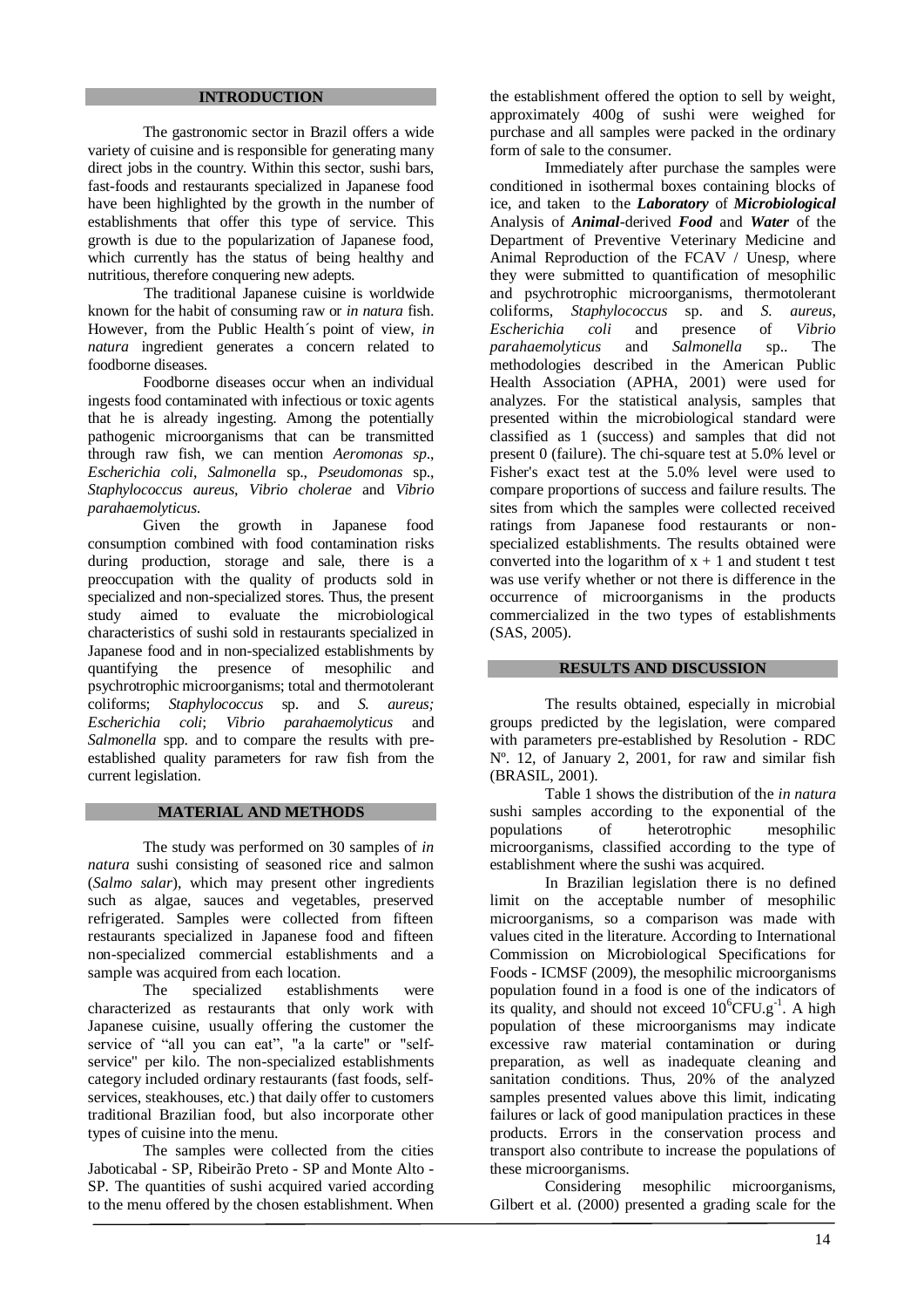## INTRODUCTION

The gastronomic sector in Brazil offers a wide variety of cuisine and is responsible for generating many direct jobs in the country. Within this sector, sushi bars, fast-foods and restaurants specialized in Japanese food have been highlighted by the growth in the number of establishments that offer this type of service. This growth is due to the popularization of Japanese food, which currently has the status of being healthy and nutritious, therefore conquering new adepts.

The traditional Japanese cuisine is worldwide known for the habit of consuming raw or *in natura* fish. However, from the Public Health´s point of view, *in natura* ingredient generates a concern related to foodborne diseases.

Foodborne diseases occur when an individual ingests food contaminated with infectious or toxic agents that he is already ingesting. Among the potentially pathogenic microorganisms that can be transmitted through raw fish, we can mention *Aeromonas sp*., *Escherichia coli*, *Salmonella* sp., *Pseudomonas* sp., *Staphylococcus aureus*, *Vibrio cholerae* and *Vibrio parahaemolyticus*.

Given the growth in Japanese food consumption combined with food contamination risks during production, storage and sale, there is a preoccupation with the quality of products sold in specialized and non-specialized stores. Thus, the present study aimed to evaluate the microbiological characteristics of sushi sold in restaurants specialized in Japanese food and in non-specialized establishments by quantifying the presence of mesophilic and psychrotrophic microorganisms; total and thermotolerant coliforms; *Staphylococcus* sp. and *S. aureus; Escherichia coli*; *Vibrio parahaemolyticus* and *Salmonella* spp. and to compare the results with pre-established quality parameters for raw fish from the current legislation.

## MATERIAL AND METHODS

The study was performed on 30 samples of *in natura* sushi consisting of seasoned rice and salmon (*Salmo salar*), which may present other ingredients such as algae, sauces and vegetables, preserved refrigerated. Samples were collected from fifteen restaurants specialized in Japanese food and fifteen non-specialized commercial establishments and a sample was acquired from each location.

The specialized establishments were characterized as restaurants that only work with Japanese cuisine, usually offering the customer the service of "all you can eat", "a la carte" or "self-service" per kilo. The non-specialized establishments category included ordinary restaurants (fast foods, self-services, steakhouses, etc.) that daily offer to customers traditional Brazilian food, but also incorporate other types of cuisine into the menu.

The samples were collected from the cities Jaboticabal - SP, Ribeirão Preto - SP and Monte Alto - SP. The quantities of sushi acquired varied according to the menu offered by the chosen establishment. When the establishment offered the option to sell by weight, approximately 400g of sushi were weighed for purchase and all samples were packed in the ordinary form of sale to the consumer.

Immediately after purchase the samples were conditioned in isothermal boxes containing blocks of ice, and taken to the ***Laboratory*** of ***Microbiological*** Analysis of ***Animal***-derived ***Food*** and ***Water*** of the Department of Preventive Veterinary Medicine and Animal Reproduction of the FCAV / Unesp, where they were submitted to quantification of mesophilic and psychrotrophic microorganisms, thermotolerant coliforms, *Staphylococcus* sp. and *S. aureus*, *Escherichia coli* and presence of *Vibrio parahaemolyticus* and *Salmonella* sp.. The methodologies described in the American Public Health Association (APHA, 2001) were used for analyzes. For the statistical analysis, samples that presented within the microbiological standard were classified as 1 (success) and samples that did not present 0 (failure). The chi-square test at 5.0% level or Fisher's exact test at the 5.0% level were used to compare proportions of success and failure results. The sites from which the samples were collected received ratings from Japanese food restaurants or non-specialized establishments. The results obtained were converted into the logarithm of $x + 1$ and student t test was use verify whether or not there is difference in the occurrence of microorganisms in the products commercialized in the two types of establishments (SAS, 2005).

## RESULTS AND DISCUSSION

The results obtained, especially in microbial groups predicted by the legislation, were compared with parameters pre-established by Resolution - RDC Nº. 12, of January 2, 2001, for raw and similar fish (BRASIL, 2001).

Table 1 shows the distribution of the *in natura* sushi samples according to the exponential of the populations of heterotrophic mesophilic microorganisms, classified according to the type of establishment where the sushi was acquired.

In Brazilian legislation there is no defined limit on the acceptable number of mesophilic microorganisms, so a comparison was made with values cited in the literature. According to International Commission on Microbiological Specifications for Foods - ICMSF (2009), the mesophilic microorganisms population found in a food is one of the indicators of its quality, and should not exceed $10^6$CFU.g$^{-1}$. A high population of these microorganisms may indicate excessive raw material contamination or during preparation, as well as inadequate cleaning and sanitation conditions. Thus, 20% of the analyzed samples presented values above this limit, indicating failures or lack of good manipulation practices in these products. Errors in the conservation process and transport also contribute to increase the populations of these microorganisms.

Considering mesophilic microorganisms, Gilbert et al. (2000) presented a grading scale for the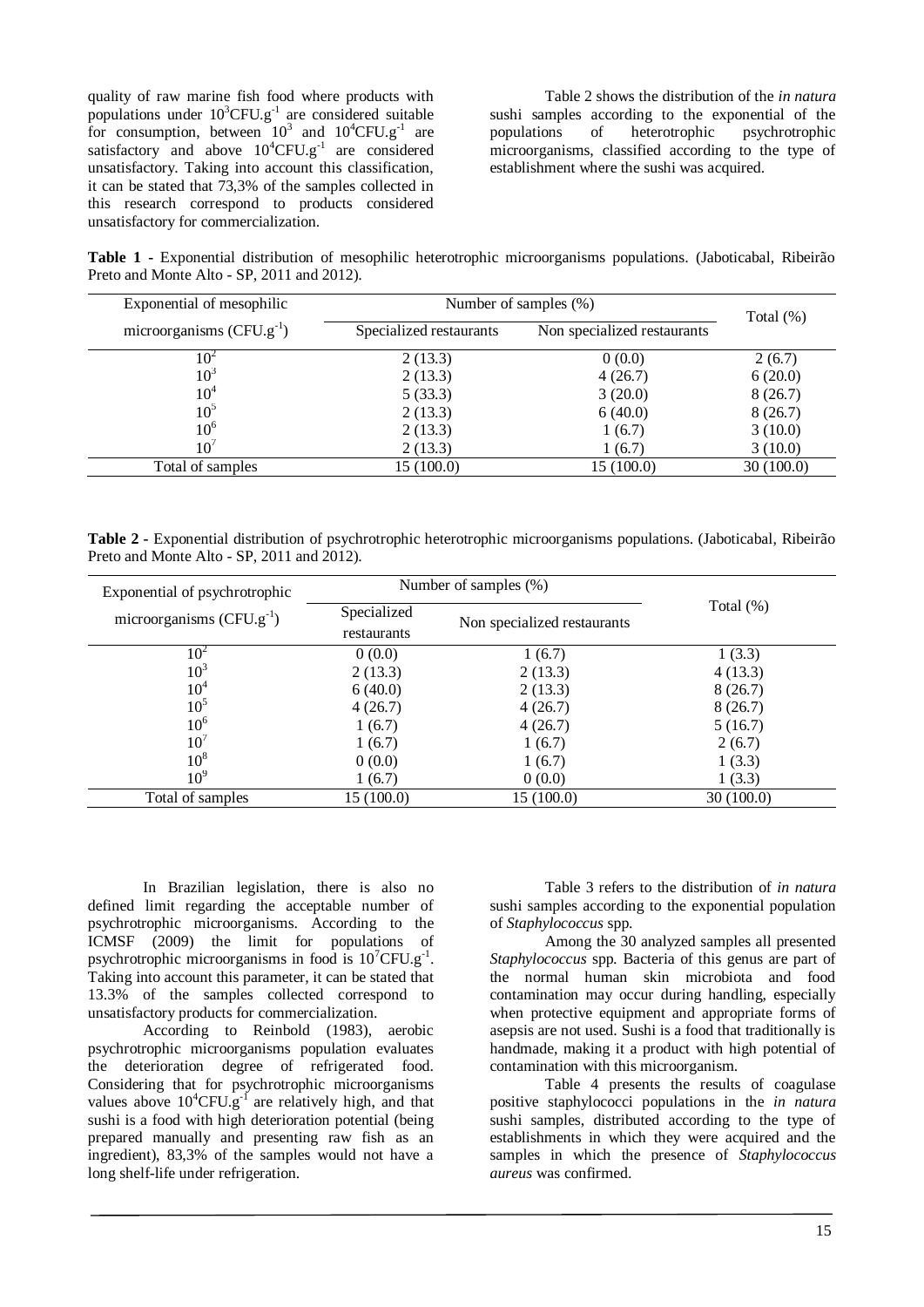quality of raw marine fish food where products with populations under $10^3$CFU.g$^{-1}$ are considered suitable for consumption, between $10^3$ and $10^4$CFU.g$^{-1}$ are satisfactory and above $10^4$CFU.g$^{-1}$ are considered unsatisfactory. Taking into account this classification, it can be stated that 73,3% of the samples collected in this research correspond to products considered unsatisfactory for commercialization.

Table 2 shows the distribution of the *in natura* sushi samples according to the exponential of the populations of heterotrophic psychrotrophic microorganisms, classified according to the type of establishment where the sushi was acquired.

**Table 1 -** Exponential distribution of mesophilic heterotrophic microorganisms populations. (Jaboticabal, Ribeirão Preto and Monte Alto - SP, 2011 and 2012).

| Exponential of mesophilic microorganisms (CFU.g$^{-1}$) | Number of samples (%) | | Total (%) |
|---|---|---|---|
| | Specialized restaurants | Non specialized restaurants | |
| $10^2$ | 2 (13.3) | 0 (0.0) | 2 (6.7) |
| $10^3$ | 2 (13.3) | 4 (26.7) | 6 (20.0) |
| $10^4$ | 5 (33.3) | 3 (20.0) | 8 (26.7) |
| $10^5$ | 2 (13.3) | 6 (40.0) | 8 (26.7) |
| $10^6$ | 2 (13.3) | 1 (6.7) | 3 (10.0) |
| $10^7$ | 2 (13.3) | 1 (6.7) | 3 (10.0) |
| Total of samples | 15 (100.0) | 15 (100.0) | 30 (100.0) |

**Table 2 -** Exponential distribution of psychrotrophic heterotrophic microorganisms populations. (Jaboticabal, Ribeirão Preto and Monte Alto - SP, 2011 and 2012).

| Exponential of psychrotrophic microorganisms (CFU.g$^{-1}$) | Number of samples (%) | | Total (%) |
|---|---|---|---|
| | Specialized restaurants | Non specialized restaurants | |
| $10^2$ | 0 (0.0) | 1 (6.7) | 1 (3.3) |
| $10^3$ | 2 (13.3) | 2 (13.3) | 4 (13.3) |
| $10^4$ | 6 (40.0) | 2 (13.3) | 8 (26.7) |
| $10^5$ | 4 (26.7) | 4 (26.7) | 8 (26.7) |
| $10^6$ | 1 (6.7) | 4 (26.7) | 5 (16.7) |
| $10^7$ | 1 (6.7) | 1 (6.7) | 2 (6.7) |
| $10^8$ | 0 (0.0) | 1 (6.7) | 1 (3.3) |
| $10^9$ | 1 (6.7) | 0 (0.0) | 1 (3.3) |
| Total of samples | 15 (100.0) | 15 (100.0) | 30 (100.0) |

In Brazilian legislation, there is also no defined limit regarding the acceptable number of psychrotrophic microorganisms. According to the ICMSF (2009) the limit for populations of psychrotrophic microorganisms in food is $10^7$CFU.g$^{-1}$. Taking into account this parameter, it can be stated that 13.3% of the samples collected correspond to unsatisfactory products for commercialization.

According to Reinbold (1983), aerobic psychrotrophic microorganisms population evaluates the deterioration degree of refrigerated food. Considering that for psychrotrophic microorganisms values above $10^4$CFU.g$^{-1}$ are relatively high, and that sushi is a food with high deterioration potential (being prepared manually and presenting raw fish as an ingredient), 83,3% of the samples would not have a long shelf-life under refrigeration.

Table 3 refers to the distribution of *in natura* sushi samples according to the exponential population of *Staphylococcus* spp.

Among the 30 analyzed samples all presented *Staphylococcus* spp. Bacteria of this genus are part of the normal human skin microbiota and food contamination may occur during handling, especially when protective equipment and appropriate forms of asepsis are not used. Sushi is a food that traditionally is handmade, making it a product with high potential of contamination with this microorganism.

Table 4 presents the results of coagulase positive staphylococci populations in the *in natura* sushi samples, distributed according to the type of establishments in which they were acquired and the samples in which the presence of *Staphylococcus aureus* was confirmed.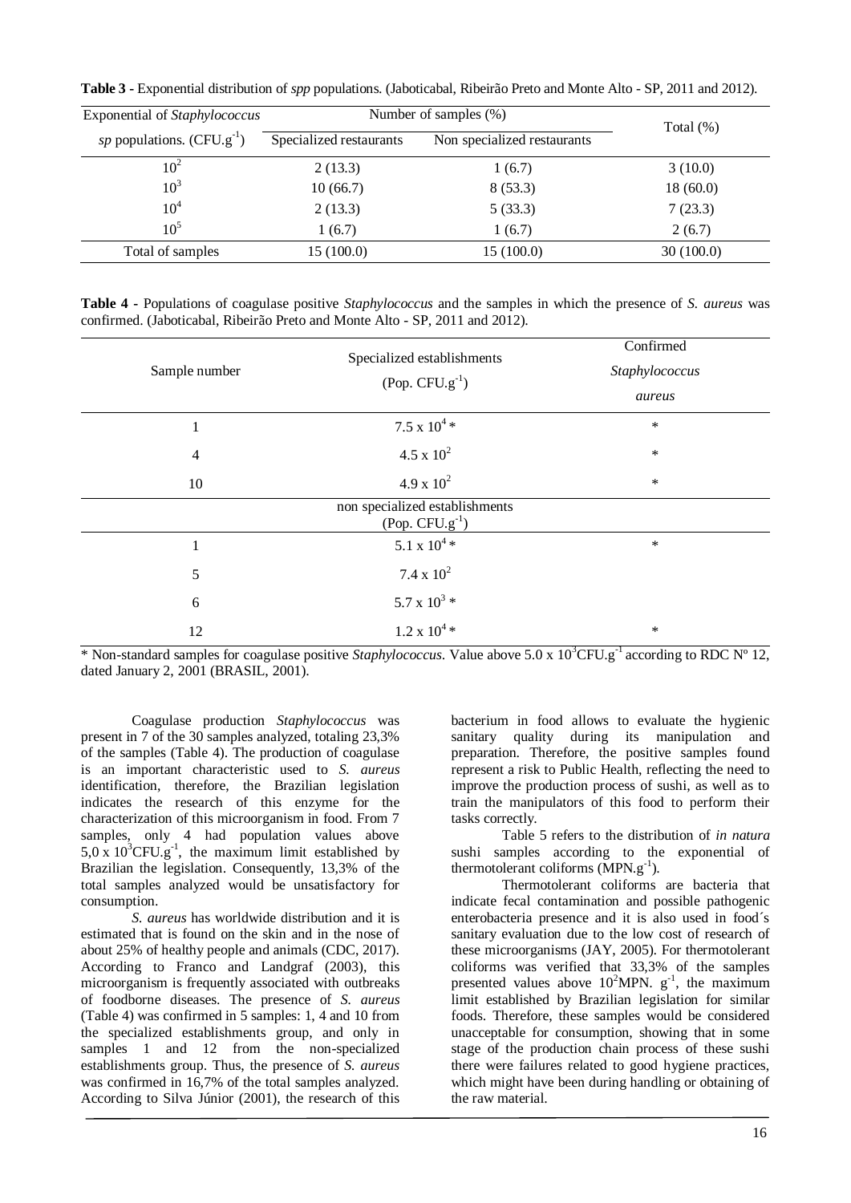**Table 3 -** Exponential distribution of *spp* populations. (Jaboticabal, Ribeirão Preto and Monte Alto - SP, 2011 and 2012).

| Exponential of *Staphylococcus sp* populations. ($CFU.g^{-1}$) | Number of samples (%) | | Total (%) |
|---|---|---|---|
| | Specialized restaurants | Non specialized restaurants | |
| $10^2$ | 2 (13.3) | 1 (6.7) | 3 (10.0) |
| $10^3$ | 10 (66.7) | 8 (53.3) | 18 (60.0) |
| $10^4$ | 2 (13.3) | 5 (33.3) | 7 (23.3) |
| $10^5$ | 1 (6.7) | 1 (6.7) | 2 (6.7) |
| Total of samples | 15 (100.0) | 15 (100.0) | 30 (100.0) |

**Table 4 -** Populations of coagulase positive *Staphylococcus* and the samples in which the presence of *S. aureus* was confirmed. (Jaboticabal, Ribeirão Preto and Monte Alto - SP, 2011 and 2012).

| Sample number | Specialized establishments (Pop. $CFU.g^{-1}$) | Confirmed *Staphylococcus aureus* |
|---|---|---|
| 1 | $7.5 \times 10^4$ * | * |
| 4 | $4.5 \times 10^2$ | * |
| 10 | $4.9 \times 10^2$ | * |
| | non specialized establishments (Pop. $CFU.g^{-1}$) | |
| 1 | $5.1 \times 10^4$ * | * |
| 5 | $7.4 \times 10^2$ | |
| 6 | $5.7 \times 10^3$ * | |
| 12 | $1.2 \times 10^4$ * | * |

\* Non-standard samples for coagulase positive *Staphylococcus*. Value above $5.0 \times 10^3 CFU.g^{-1}$ according to RDC Nº 12, dated January 2, 2001 (BRASIL, 2001).

Coagulase production *Staphylococcus* was present in 7 of the 30 samples analyzed, totaling 23,3% of the samples (Table 4). The production of coagulase is an important characteristic used to *S. aureus* identification, therefore, the Brazilian legislation indicates the research of this enzyme for the characterization of this microorganism in food. From 7 samples, only 4 had population values above $5{,}0 \times 10^3 CFU.g^{-1}$, the maximum limit established by Brazilian the legislation. Consequently, 13,3% of the total samples analyzed would be unsatisfactory for consumption.

*S. aureus* has worldwide distribution and it is estimated that is found on the skin and in the nose of about 25% of healthy people and animals (CDC, 2017). According to Franco and Landgraf (2003), this microorganism is frequently associated with outbreaks of foodborne diseases. The presence of *S. aureus* (Table 4) was confirmed in 5 samples: 1, 4 and 10 from the specialized establishments group, and only in samples 1 and 12 from the non-specialized establishments group. Thus, the presence of *S. aureus* was confirmed in 16,7% of the total samples analyzed. According to Silva Júnior (2001), the research of this bacterium in food allows to evaluate the hygienic sanitary quality during its manipulation and preparation. Therefore, the positive samples found represent a risk to Public Health, reflecting the need to improve the production process of sushi, as well as to train the manipulators of this food to perform their tasks correctly.

Table 5 refers to the distribution of *in natura* sushi samples according to the exponential of thermotolerant coliforms ($MPN.g^{-1}$).

Thermotolerant coliforms are bacteria that indicate fecal contamination and possible pathogenic enterobacteria presence and it is also used in food´s sanitary evaluation due to the low cost of research of these microorganisms (JAY, 2005). For thermotolerant coliforms was verified that 33,3% of the samples presented values above $10^2 MPN.\ g^{-1}$, the maximum limit established by Brazilian legislation for similar foods. Therefore, these samples would be considered unacceptable for consumption, showing that in some stage of the production chain process of these sushi there were failures related to good hygiene practices, which might have been during handling or obtaining of the raw material.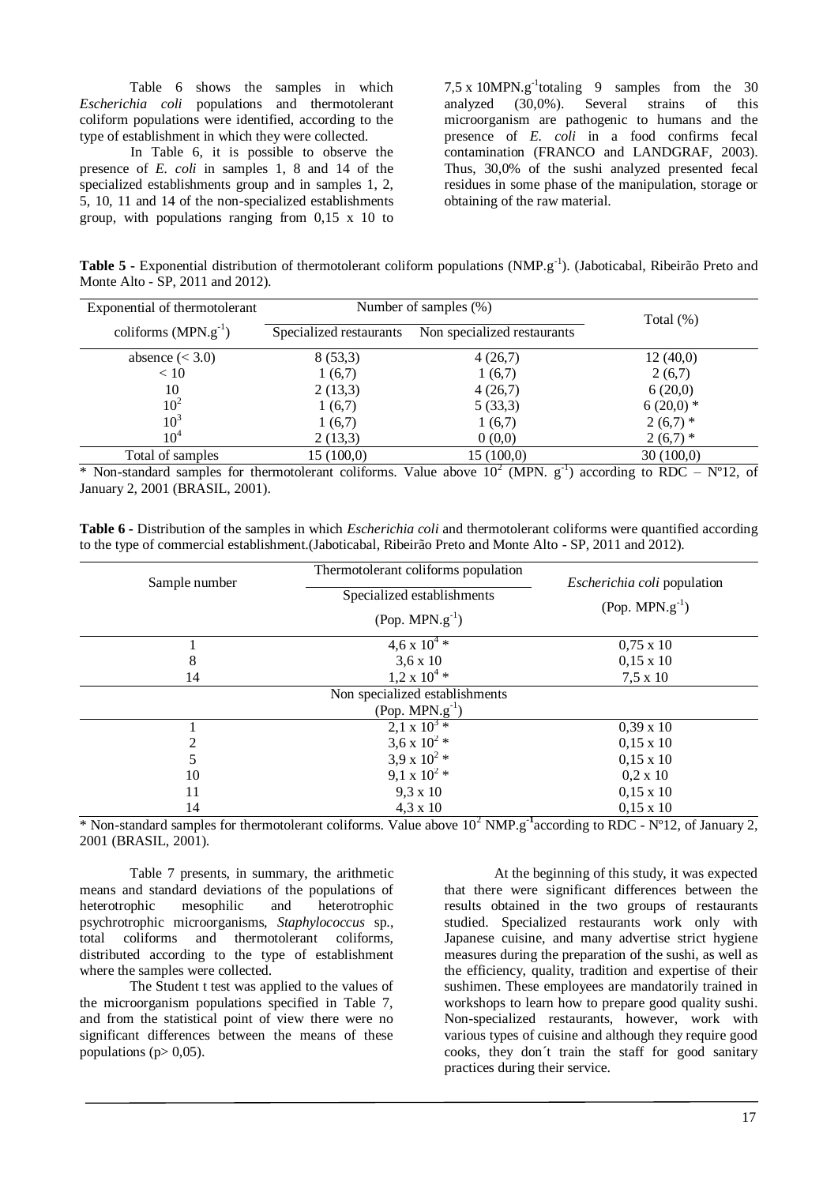Table 6 shows the samples in which *Escherichia coli* populations and thermotolerant coliform populations were identified, according to the type of establishment in which they were collected.

In Table 6, it is possible to observe the presence of *E. coli* in samples 1, 8 and 14 of the specialized establishments group and in samples 1, 2, 5, 10, 11 and 14 of the non-specialized establishments group, with populations ranging from 0,15 x 10 to 7,5 x 10MPN.$g^{-1}$totaling 9 samples from the 30 analyzed (30,0%). Several strains of this microorganism are pathogenic to humans and the presence of *E. coli* in a food confirms fecal contamination (FRANCO and LANDGRAF, 2003). Thus, 30,0% of the sushi analyzed presented fecal residues in some phase of the manipulation, storage or obtaining of the raw material.

**Table 5 -** Exponential distribution of thermotolerant coliform populations (NMP.$g^{-1}$). (Jaboticabal, Ribeirão Preto and Monte Alto - SP, 2011 and 2012).

| Exponential of thermotolerant coliforms (MPN.$g^{-1}$) | Number of samples (%) | | Total (%) |
|---|---|---|---|
| | Specialized restaurants | Non specialized restaurants | |
| absence (< 3.0) | 8 (53,3) | 4 (26,7) | 12 (40,0) |
| < 10 | 1 (6,7) | 1 (6,7) | 2 (6,7) |
| 10 | 2 (13,3) | 4 (26,7) | 6 (20,0) |
| $10^2$ | 1 (6,7) | 5 (33,3) | 6 (20,0) * |
| $10^3$ | 1 (6,7) | 1 (6,7) | 2 (6,7) * |
| $10^4$ | 2 (13,3) | 0 (0,0) | 2 (6,7) * |
| Total of samples | 15 (100,0) | 15 (100,0) | 30 (100,0) |

* Non-standard samples for thermotolerant coliforms. Value above $10^2$ (MPN. $g^{-1}$) according to RDC – Nº12, of January 2, 2001 (BRASIL, 2001).

**Table 6 -** Distribution of the samples in which *Escherichia coli* and thermotolerant coliforms were quantified according to the type of commercial establishment.(Jaboticabal, Ribeirão Preto and Monte Alto - SP, 2011 and 2012).

| Sample number | Thermotolerant coliforms population | *Escherichia coli* population |
|---|---|---|
| | Specialized establishments (Pop. MPN.$g^{-1}$) | (Pop. MPN.$g^{-1}$) |
| 1 | 4,6 x $10^4$ * | 0,75 x 10 |
| 8 | 3,6 x 10 | 0,15 x 10 |
| 14 | 1,2 x $10^4$ * | 7,5 x 10 |
| | Non specialized establishments (Pop. MPN.$g^{-1}$) | |
| 1 | 2,1 x $10^3$ * | 0,39 x 10 |
| 2 | 3,6 x $10^2$ * | 0,15 x 10 |
| 5 | 3,9 x $10^2$ * | 0,15 x 10 |
| 10 | 9,1 x $10^2$ * | 0,2 x 10 |
| 11 | 9,3 x 10 | 0,15 x 10 |
| 14 | 4,3 x 10 | 0,15 x 10 |

* Non-standard samples for thermotolerant coliforms. Value above $10^2$ NMP.$g^{-1}$according to RDC - Nº12, of January 2, 2001 (BRASIL, 2001).

Table 7 presents, in summary, the arithmetic means and standard deviations of the populations of heterotrophic mesophilic and heterotrophic psychrotrophic microorganisms, *Staphylococcus* sp., total coliforms and thermotolerant coliforms, distributed according to the type of establishment where the samples were collected.

The Student t test was applied to the values of the microorganism populations specified in Table 7, and from the statistical point of view there were no significant differences between the means of these populations ($p > 0{,}05$).

At the beginning of this study, it was expected that there were significant differences between the results obtained in the two groups of restaurants studied. Specialized restaurants work only with Japanese cuisine, and many advertise strict hygiene measures during the preparation of the sushi, as well as the efficiency, quality, tradition and expertise of their sushimen. These employees are mandatorily trained in workshops to learn how to prepare good quality sushi. Non-specialized restaurants, however, work with various types of cuisine and although they require good cooks, they don´t train the staff for good sanitary practices during their service.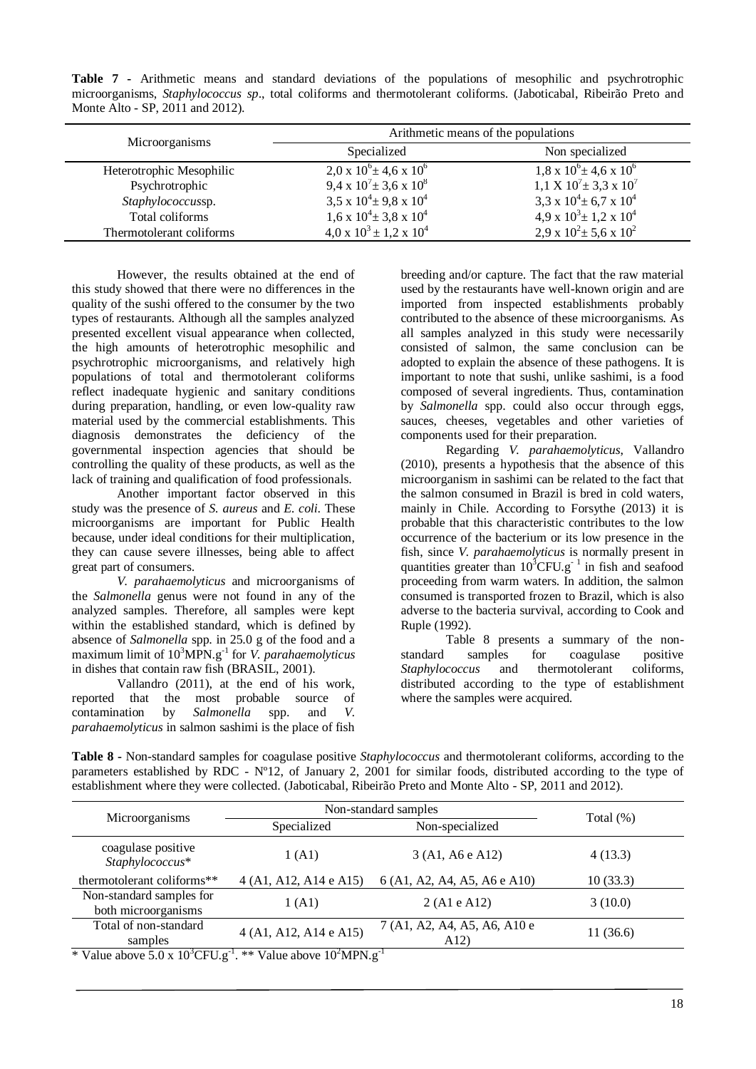**Table 7 -** Arithmetic means and standard deviations of the populations of mesophilic and psychrotrophic microorganisms, *Staphylococcus sp*., total coliforms and thermotolerant coliforms. (Jaboticabal, Ribeirão Preto and Monte Alto - SP, 2011 and 2012).

| Microorganisms | Arithmetic means of the populations | |
|---|---|---|
| | Specialized | Non specialized |
| Heterotrophic Mesophilic | $2,0 \times 10^6 \pm 4,6 \times 10^6$ | $1,8 \times 10^6 \pm 4,6 \times 10^6$ |
| Psychrotrophic | $9,4 \times 10^7 \pm 3,6 \times 10^8$ | $1,1 \times 10^7 \pm 3,3 \times 10^7$ |
| *Staphylococcus*sp. | $3,5 \times 10^4 \pm 9,8 \times 10^4$ | $3,3 \times 10^4 \pm 6,7 \times 10^4$ |
| Total coliforms | $1,6 \times 10^4 \pm 3,8 \times 10^4$ | $4,9 \times 10^3 \pm 1,2 \times 10^4$ |
| Thermotolerant coliforms | $4,0 \times 10^3 \pm 1,2 \times 10^4$ | $2,9 \times 10^2 \pm 5,6 \times 10^2$ |

However, the results obtained at the end of this study showed that there were no differences in the quality of the sushi offered to the consumer by the two types of restaurants. Although all the samples analyzed presented excellent visual appearance when collected, the high amounts of heterotrophic mesophilic and psychrotrophic microorganisms, and relatively high populations of total and thermotolerant coliforms reflect inadequate hygienic and sanitary conditions during preparation, handling, or even low-quality raw material used by the commercial establishments. This diagnosis demonstrates the deficiency of the governmental inspection agencies that should be controlling the quality of these products, as well as the lack of training and qualification of food professionals.

Another important factor observed in this study was the presence of *S. aureus* and *E. coli*. These microorganisms are important for Public Health because, under ideal conditions for their multiplication, they can cause severe illnesses, being able to affect great part of consumers.

*V. parahaemolyticus* and microorganisms of the *Salmonella* genus were not found in any of the analyzed samples. Therefore, all samples were kept within the established standard, which is defined by absence of *Salmonella* spp. in 25.0 g of the food and a maximum limit of $10^3$MPN.g$^{-1}$ for *V. parahaemolyticus* in dishes that contain raw fish (BRASIL, 2001).

Vallandro (2011), at the end of his work, reported that the most probable source of contamination by *Salmonella* spp. and *V. parahaemolyticus* in salmon sashimi is the place of fish breeding and/or capture. The fact that the raw material used by the restaurants have well-known origin and are imported from inspected establishments probably contributed to the absence of these microorganisms. As all samples analyzed in this study were necessarily consisted of salmon, the same conclusion can be adopted to explain the absence of these pathogens. It is important to note that sushi, unlike sashimi, is a food composed of several ingredients. Thus, contamination by *Salmonella* spp. could also occur through eggs, sauces, cheeses, vegetables and other varieties of components used for their preparation.

Regarding *V. parahaemolyticus*, Vallandro (2010), presents a hypothesis that the absence of this microorganism in sashimi can be related to the fact that the salmon consumed in Brazil is bred in cold waters, mainly in Chile. According to Forsythe (2013) it is probable that this characteristic contributes to the low occurrence of the bacterium or its low presence in the fish, since *V. parahaemolyticus* is normally present in quantities greater than $10^3$CFU.g$^{-1}$ in fish and seafood proceeding from warm waters. In addition, the salmon consumed is transported frozen to Brazil, which is also adverse to the bacteria survival, according to Cook and Ruple (1992).

Table 8 presents a summary of the non-standard samples for coagulase positive *Staphylococcus* and thermotolerant coliforms, distributed according to the type of establishment where the samples were acquired.

**Table 8 -** Non-standard samples for coagulase positive *Staphylococcus* and thermotolerant coliforms, according to the parameters established by RDC - Nº12, of January 2, 2001 for similar foods, distributed according to the type of establishment where they were collected. (Jaboticabal, Ribeirão Preto and Monte Alto - SP, 2011 and 2012).

| Microorganisms | Non-standard samples | | Total (%) |
|---|---|---|---|
| | Specialized | Non-specialized | |
| coagulase positive *Staphylococcus** | 1 (A1) | 3 (A1, A6 e A12) | 4 (13.3) |
| thermotolerant coliforms** | 4 (A1, A12, A14 e A15) | 6 (A1, A2, A4, A5, A6 e A10) | 10 (33.3) |
| Non-standard samples for both microorganisms | 1 (A1) | 2 (A1 e A12) | 3 (10.0) |
| Total of non-standard samples | 4 (A1, A12, A14 e A15) | 7 (A1, A2, A4, A5, A6, A10 e A12) | 11 (36.6) |

* Value above $5.0 \times 10^3$CFU.g$^{-1}$. ** Value above $10^2$MPN.g$^{-1}$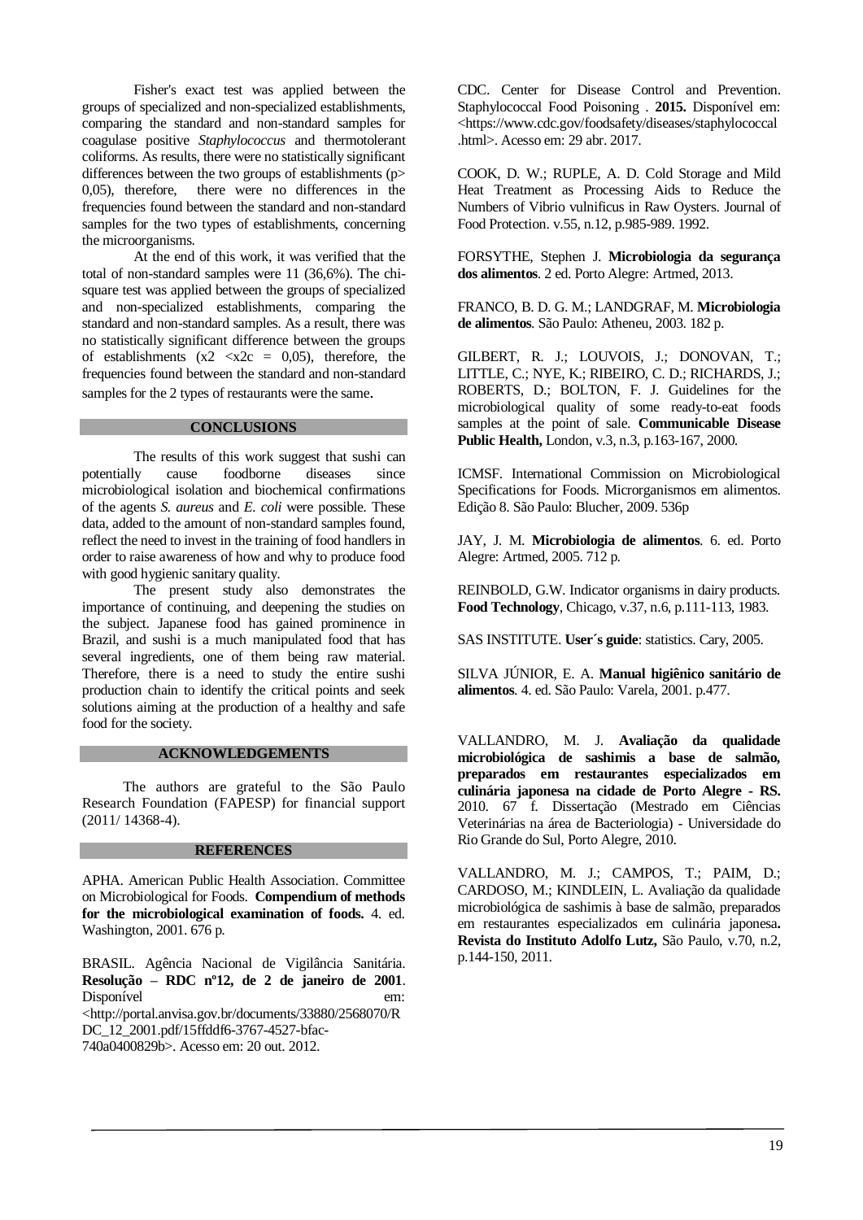Fisher's exact test was applied between the groups of specialized and non-specialized establishments, comparing the standard and non-standard samples for coagulase positive *Staphylococcus* and thermotolerant coliforms. As results, there were no statistically significant differences between the two groups of establishments ($p > 0,05$), therefore, there were no differences in the frequencies found between the standard and non-standard samples for the two types of establishments, concerning the microorganisms.

At the end of this work, it was verified that the total of non-standard samples were 11 (36,6%). The chi-square test was applied between the groups of specialized and non-specialized establishments, comparing the standard and non-standard samples. As a result, there was no statistically significant difference between the groups of establishments ($x2 < x2c = 0,05$), therefore, the frequencies found between the standard and non-standard samples for the 2 types of restaurants were the same.

## CONCLUSIONS

The results of this work suggest that sushi can potentially cause foodborne diseases since microbiological isolation and biochemical confirmations of the agents *S. aureus* and *E. coli* were possible. These data, added to the amount of non-standard samples found, reflect the need to invest in the training of food handlers in order to raise awareness of how and why to produce food with good hygienic sanitary quality.

The present study also demonstrates the importance of continuing, and deepening the studies on the subject. Japanese food has gained prominence in Brazil, and sushi is a much manipulated food that has several ingredients, one of them being raw material. Therefore, there is a need to study the entire sushi production chain to identify the critical points and seek solutions aiming at the production of a healthy and safe food for the society.

## ACKNOWLEDGEMENTS

The authors are grateful to the São Paulo Research Foundation (FAPESP) for financial support (2011/ 14368-4).

## REFERENCES

APHA. American Public Health Association. Committee on Microbiological for Foods. **Compendium of methods for the microbiological examination of foods.** 4. ed. Washington, 2001. 676 p.

BRASIL. Agência Nacional de Vigilância Sanitária. **Resolução – RDC nº12, de 2 de janeiro de 2001**. Disponível em: <http://portal.anvisa.gov.br/documents/33880/2568070/RDC_12_2001.pdf/15ffddf6-3767-4527-bfac-740a0400829b>. Acesso em: 20 out. 2012.

CDC. Center for Disease Control and Prevention. Staphylococcal Food Poisoning . **2015.** Disponível em: <https://www.cdc.gov/foodsafety/diseases/staphylococcal.html>. Acesso em: 29 abr. 2017.

COOK, D. W.; RUPLE, A. D. Cold Storage and Mild Heat Treatment as Processing Aids to Reduce the Numbers of Vibrio vulnificus in Raw Oysters. Journal of Food Protection. v.55, n.12, p.985-989. 1992.

FORSYTHE, Stephen J. **Microbiologia da segurança dos alimentos**. 2 ed. Porto Alegre: Artmed, 2013.

FRANCO, B. D. G. M.; LANDGRAF, M. **Microbiologia de alimentos**. São Paulo: Atheneu, 2003. 182 p.

GILBERT, R. J.; LOUVOIS, J.; DONOVAN, T.; LITTLE, C.; NYE, K.; RIBEIRO, C. D.; RICHARDS, J.; ROBERTS, D.; BOLTON, F. J. Guidelines for the microbiological quality of some ready-to-eat foods samples at the point of sale. **Communicable Disease Public Health,** London, v.3, n.3, p.163-167, 2000.

ICMSF. International Commission on Microbiological Specifications for Foods. Microrganismos em alimentos. Edição 8. São Paulo: Blucher, 2009. 536p

JAY, J. M. **Microbiologia de alimentos**. 6. ed. Porto Alegre: Artmed, 2005. 712 p.

REINBOLD, G.W. Indicator organisms in dairy products. **Food Technology**, Chicago, v.37, n.6, p.111-113, 1983.

SAS INSTITUTE. **User´s guide**: statistics. Cary, 2005.

SILVA JÚNIOR, E. A. **Manual higiênico sanitário de alimentos**. 4. ed. São Paulo: Varela, 2001. p.477.

VALLANDRO, M. J. **Avaliação da qualidade microbiológica de sashimis a base de salmão, preparados em restaurantes especializados em culinária japonesa na cidade de Porto Alegre - RS.** 2010. 67 f. Dissertação (Mestrado em Ciências Veterinárias na área de Bacteriologia) - Universidade do Rio Grande do Sul, Porto Alegre, 2010.

VALLANDRO, M. J.; CAMPOS, T.; PAIM, D.; CARDOSO, M.; KINDLEIN, L. Avaliação da qualidade microbiológica de sashimis à base de salmão, preparados em restaurantes especializados em culinária japonesa**. Revista do Instituto Adolfo Lutz,** São Paulo, v.70, n.2, p.144-150, 2011.